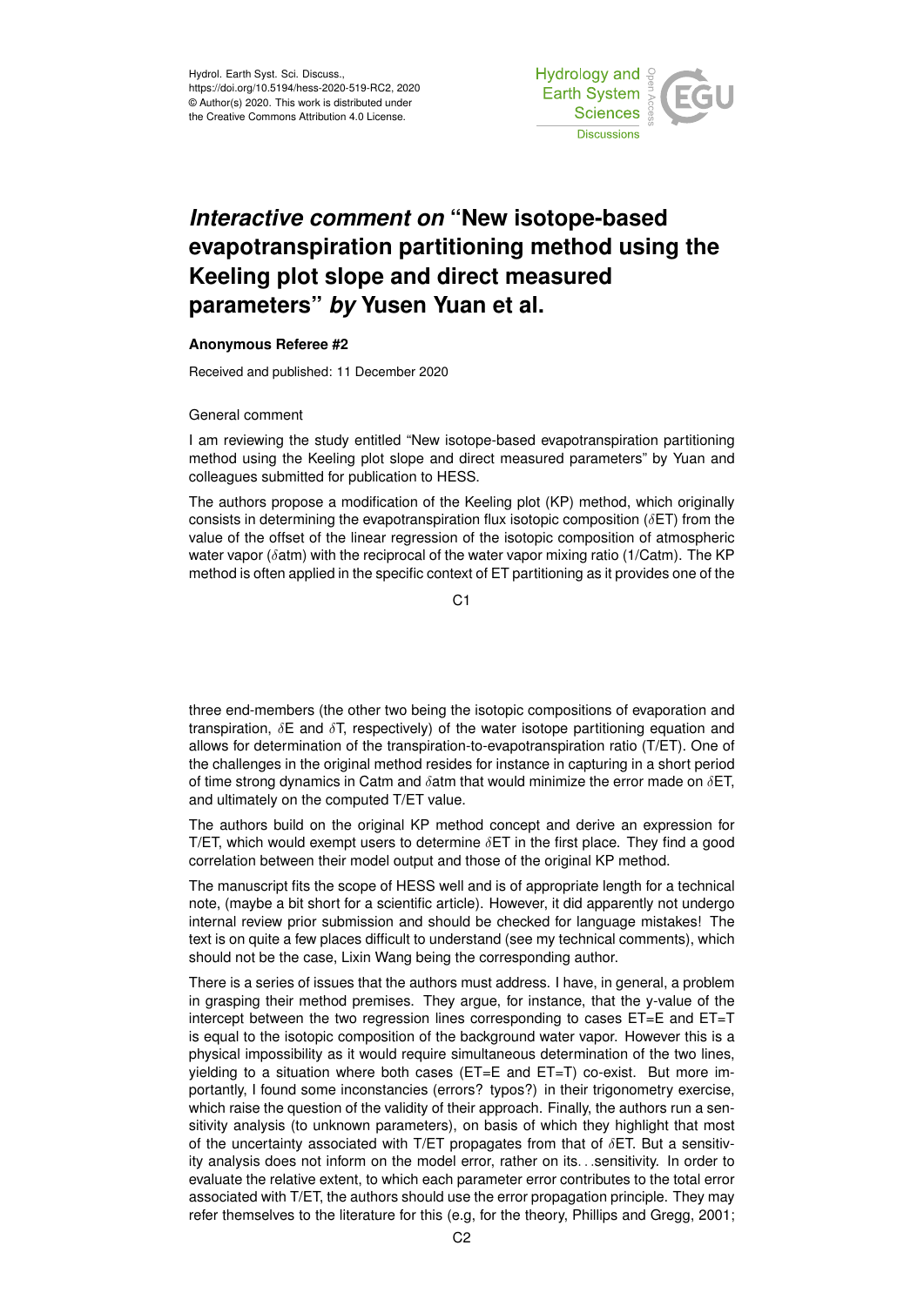Hydrol. Earth Syst. Sci. Discuss.,
https://doi.org/10.5194/hess-2020-519-RC2, 2020
© Author(s) 2020. This work is distributed under
the Creative Commons Attribution 4.0 License.

# *Interactive comment on* "New isotope-based evapotranspiration partitioning method using the Keeling plot slope and direct measured parameters" *by* Yusen Yuan et al.

### Anonymous Referee #2

Received and published: 11 December 2020

General comment

I am reviewing the study entitled "New isotope-based evapotranspiration partitioning method using the Keeling plot slope and direct measured parameters" by Yuan and colleagues submitted for publication to HESS.

The authors propose a modification of the Keeling plot (KP) method, which originally consists in determining the evapotranspiration flux isotopic composition ($\delta$ET) from the value of the offset of the linear regression of the isotopic composition of atmospheric water vapor ($\delta$atm) with the reciprocal of the water vapor mixing ratio (1/Catm). The KP method is often applied in the specific context of ET partitioning as it provides one of the three end-members (the other two being the isotopic compositions of evaporation and transpiration, $\delta$E and $\delta$T, respectively) of the water isotope partitioning equation and allows for determination of the transpiration-to-evapotranspiration ratio (T/ET). One of the challenges in the original method resides for instance in capturing in a short period of time strong dynamics in Catm and $\delta$atm that would minimize the error made on $\delta$ET, and ultimately on the computed T/ET value.

The authors build on the original KP method concept and derive an expression for T/ET, which would exempt users to determine $\delta$ET in the first place. They find a good correlation between their model output and those of the original KP method.

The manuscript fits the scope of HESS well and is of appropriate length for a technical note, (maybe a bit short for a scientific article). However, it did apparently not undergo internal review prior submission and should be checked for language mistakes! The text is on quite a few places difficult to understand (see my technical comments), which should not be the case, Lixin Wang being the corresponding author.

There is a series of issues that the authors must address. I have, in general, a problem in grasping their method premises. They argue, for instance, that the y-value of the intercept between the two regression lines corresponding to cases ET=E and ET=T is equal to the isotopic composition of the background water vapor. However this is a physical impossibility as it would require simultaneous determination of the two lines, yielding to a situation where both cases (ET=E and ET=T) co-exist. But more importantly, I found some inconstancies (errors? typos?) in their trigonometry exercise, which raise the question of the validity of their approach. Finally, the authors run a sensitivity analysis (to unknown parameters), on basis of which they highlight that most of the uncertainty associated with T/ET propagates from that of $\delta$ET. But a sensitivity analysis does not inform on the model error, rather on its. . .sensitivity. In order to evaluate the relative extent, to which each parameter error contributes to the total error associated with T/ET, the authors should use the error propagation principle. They may refer themselves to the literature for this (e.g, for the theory, Phillips and Gregg, 2001;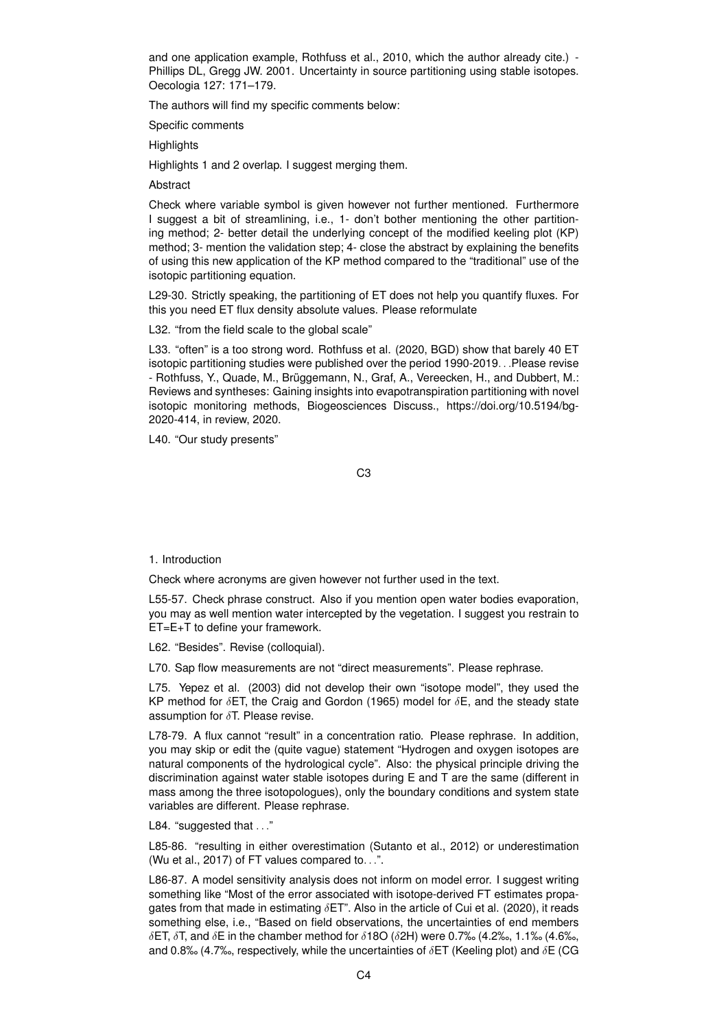and one application example, Rothfuss et al., 2010, which the author already cite.) - Phillips DL, Gregg JW. 2001. Uncertainty in source partitioning using stable isotopes. Oecologia 127: 171–179.

The authors will find my specific comments below:

Specific comments

Highlights

Highlights 1 and 2 overlap. I suggest merging them.

Abstract

Check where variable symbol is given however not further mentioned. Furthermore I suggest a bit of streamlining, i.e., 1- don't bother mentioning the other partitioning method; 2- better detail the underlying concept of the modified keeling plot (KP) method; 3- mention the validation step; 4- close the abstract by explaining the benefits of using this new application of the KP method compared to the "traditional" use of the isotopic partitioning equation.

L29-30. Strictly speaking, the partitioning of ET does not help you quantify fluxes. For this you need ET flux density absolute values. Please reformulate

L32. "from the field scale to the global scale"

L33. "often" is a too strong word. Rothfuss et al. (2020, BGD) show that barely 40 ET isotopic partitioning studies were published over the period 1990-2019. . .Please revise - Rothfuss, Y., Quade, M., Brüggemann, N., Graf, A., Vereecken, H., and Dubbert, M.: Reviews and syntheses: Gaining insights into evapotranspiration partitioning with novel isotopic monitoring methods, Biogeosciences Discuss., https://doi.org/10.5194/bg-2020-414, in review, 2020.

L40. "Our study presents"

1. Introduction

Check where acronyms are given however not further used in the text.

L55-57. Check phrase construct. Also if you mention open water bodies evaporation, you may as well mention water intercepted by the vegetation. I suggest you restrain to ET=E+T to define your framework.

L62. "Besides". Revise (colloquial).

L70. Sap flow measurements are not "direct measurements". Please rephrase.

L75. Yepez et al. (2003) did not develop their own "isotope model", they used the KP method for $\delta$ET, the Craig and Gordon (1965) model for $\delta$E, and the steady state assumption for $\delta$T. Please revise.

L78-79. A flux cannot "result" in a concentration ratio. Please rephrase. In addition, you may skip or edit the (quite vague) statement "Hydrogen and oxygen isotopes are natural components of the hydrological cycle". Also: the physical principle driving the discrimination against water stable isotopes during E and T are the same (different in mass among the three isotopologues), only the boundary conditions and system state variables are different. Please rephrase.

L84. "suggested that . . ."

L85-86. "resulting in either overestimation (Sutanto et al., 2012) or underestimation (Wu et al., 2017) of FT values compared to. . .".

L86-87. A model sensitivity analysis does not inform on model error. I suggest writing something like "Most of the error associated with isotope-derived FT estimates propagates from that made in estimating $\delta$ET". Also in the article of Cui et al. (2020), it reads something else, i.e., "Based on field observations, the uncertainties of end members $\delta$ET, $\delta$T, and $\delta$E in the chamber method for $\delta^{18}$O ($\delta^{2}$H) were 0.7‰ (4.2‰, 1.1‰ (4.6‰, and 0.8‰ (4.7‰, respectively, while the uncertainties of $\delta$ET (Keeling plot) and $\delta$E (CG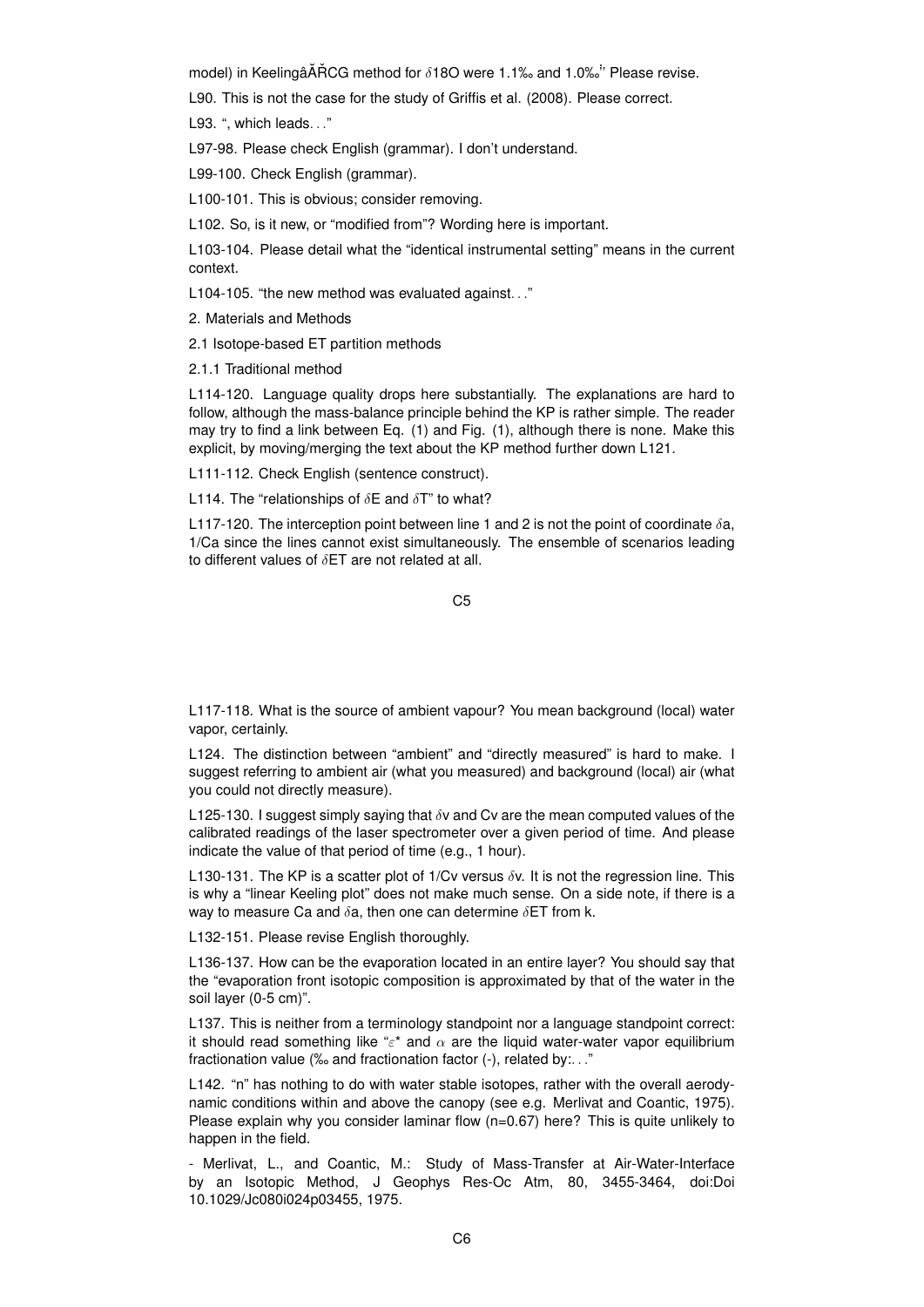model) in KeelingâĂŘCG method for $\delta$18O were 1.1‰ and 1.0‰' Please revise.

L90. This is not the case for the study of Griffis et al. (2008). Please correct.

L93. ", which leads. . ."

L97-98. Please check English (grammar). I don't understand.

L99-100. Check English (grammar).

L100-101. This is obvious; consider removing.

L102. So, is it new, or "modified from"? Wording here is important.

L103-104. Please detail what the "identical instrumental setting" means in the current context.

L104-105. "the new method was evaluated against. . ."

2. Materials and Methods

2.1 Isotope-based ET partition methods

2.1.1 Traditional method

L114-120. Language quality drops here substantially. The explanations are hard to follow, although the mass-balance principle behind the KP is rather simple. The reader may try to find a link between Eq. (1) and Fig. (1), although there is none. Make this explicit, by moving/merging the text about the KP method further down L121.

L111-112. Check English (sentence construct).

L114. The "relationships of $\delta$E and $\delta$T" to what?

L117-120. The interception point between line 1 and 2 is not the point of coordinate $\delta$a, 1/Ca since the lines cannot exist simultaneously. The ensemble of scenarios leading to different values of $\delta$ET are not related at all.

L117-118. What is the source of ambient vapour? You mean background (local) water vapor, certainly.

L124. The distinction between "ambient" and "directly measured" is hard to make. I suggest referring to ambient air (what you measured) and background (local) air (what you could not directly measure).

L125-130. I suggest simply saying that $\delta$v and Cv are the mean computed values of the calibrated readings of the laser spectrometer over a given period of time. And please indicate the value of that period of time (e.g., 1 hour).

L130-131. The KP is a scatter plot of 1/Cv versus $\delta$v. It is not the regression line. This is why a "linear Keeling plot" does not make much sense. On a side note, if there is a way to measure Ca and $\delta$a, then one can determine $\delta$ET from k.

L132-151. Please revise English thoroughly.

L136-137. How can be the evaporation located in an entire layer? You should say that the "evaporation front isotopic composition is approximated by that of the water in the soil layer (0-5 cm)".

L137. This is neither from a terminology standpoint nor a language standpoint correct: it should read something like "$\varepsilon^*$ and $\alpha$ are the liquid water-water vapor equilibrium fractionation value (‰ and fractionation factor (-), related by:. . ."

L142. "n" has nothing to do with water stable isotopes, rather with the overall aerodynamic conditions within and above the canopy (see e.g. Merlivat and Coantic, 1975). Please explain why you consider laminar flow (n=0.67) here? This is quite unlikely to happen in the field.

- Merlivat, L., and Coantic, M.: Study of Mass-Transfer at Air-Water-Interface by an Isotopic Method, J Geophys Res-Oc Atm, 80, 3455-3464, doi:Doi 10.1029/Jc080i024p03455, 1975.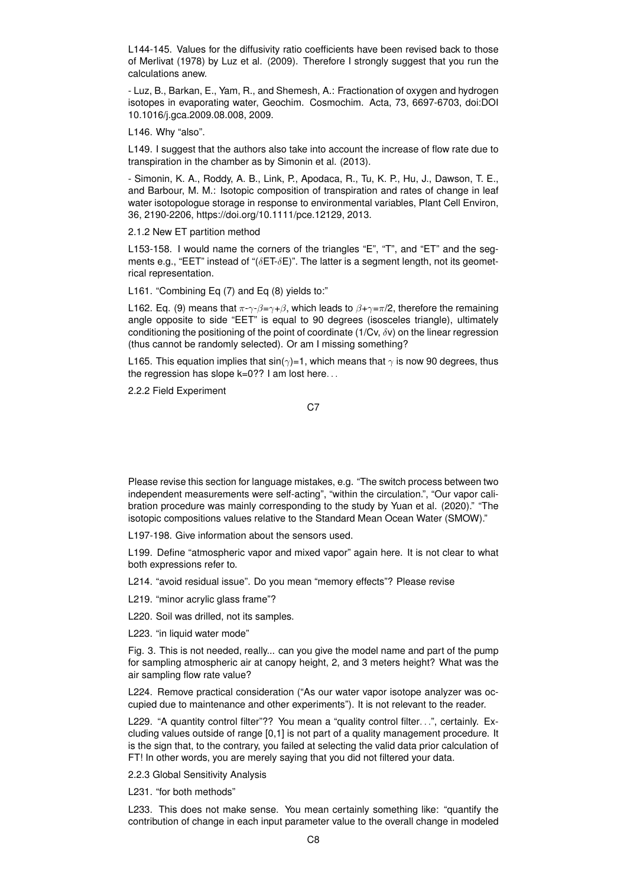L144-145. Values for the diffusivity ratio coefficients have been revised back to those of Merlivat (1978) by Luz et al. (2009). Therefore I strongly suggest that you run the calculations anew.

- Luz, B., Barkan, E., Yam, R., and Shemesh, A.: Fractionation of oxygen and hydrogen isotopes in evaporating water, Geochim. Cosmochim. Acta, 73, 6697-6703, doi:DOI 10.1016/j.gca.2009.08.008, 2009.

L146. Why "also".

L149. I suggest that the authors also take into account the increase of flow rate due to transpiration in the chamber as by Simonin et al. (2013).

- Simonin, K. A., Roddy, A. B., Link, P., Apodaca, R., Tu, K. P., Hu, J., Dawson, T. E., and Barbour, M. M.: Isotopic composition of transpiration and rates of change in leaf water isotopologue storage in response to environmental variables, Plant Cell Environ, 36, 2190-2206, https://doi.org/10.1111/pce.12129, 2013.

2.1.2 New ET partition method

L153-158. I would name the corners of the triangles "E", "T", and "ET" and the segments e.g., "EET" instead of "($\delta$ET-$\delta$E)". The latter is a segment length, not its geometrical representation.

L161. "Combining Eq (7) and Eq (8) yields to:"

L162. Eq. (9) means that $\pi$-$\gamma$-$\beta$=$\gamma$+$\beta$, which leads to $\beta$+$\gamma$=$\pi$/2, therefore the remaining angle opposite to side "EET" is equal to 90 degrees (isosceles triangle), ultimately conditioning the positioning of the point of coordinate (1/Cv, $\delta$v) on the linear regression (thus cannot be randomly selected). Or am I missing something?

L165. This equation implies that sin($\gamma$)=1, which means that $\gamma$ is now 90 degrees, thus the regression has slope k=0?? I am lost here...

2.2.2 Field Experiment

Please revise this section for language mistakes, e.g. "The switch process between two independent measurements were self-acting", "within the circulation.", "Our vapor calibration procedure was mainly corresponding to the study by Yuan et al. (2020)." "The isotopic compositions values relative to the Standard Mean Ocean Water (SMOW)."

L197-198. Give information about the sensors used.

L199. Define "atmospheric vapor and mixed vapor" again here. It is not clear to what both expressions refer to.

L214. "avoid residual issue". Do you mean "memory effects"? Please revise

L219. "minor acrylic glass frame"?

L220. Soil was drilled, not its samples.

L223. "in liquid water mode"

Fig. 3. This is not needed, really... can you give the model name and part of the pump for sampling atmospheric air at canopy height, 2, and 3 meters height? What was the air sampling flow rate value?

L224. Remove practical consideration ("As our water vapor isotope analyzer was occupied due to maintenance and other experiments"). It is not relevant to the reader.

L229. "A quantity control filter"?? You mean a "quality control filter...", certainly. Excluding values outside of range [0,1] is not part of a quality management procedure. It is the sign that, to the contrary, you failed at selecting the valid data prior calculation of FT! In other words, you are merely saying that you did not filtered your data.

2.2.3 Global Sensitivity Analysis

L231. "for both methods"

L233. This does not make sense. You mean certainly something like: "quantify the contribution of change in each input parameter value to the overall change in modeled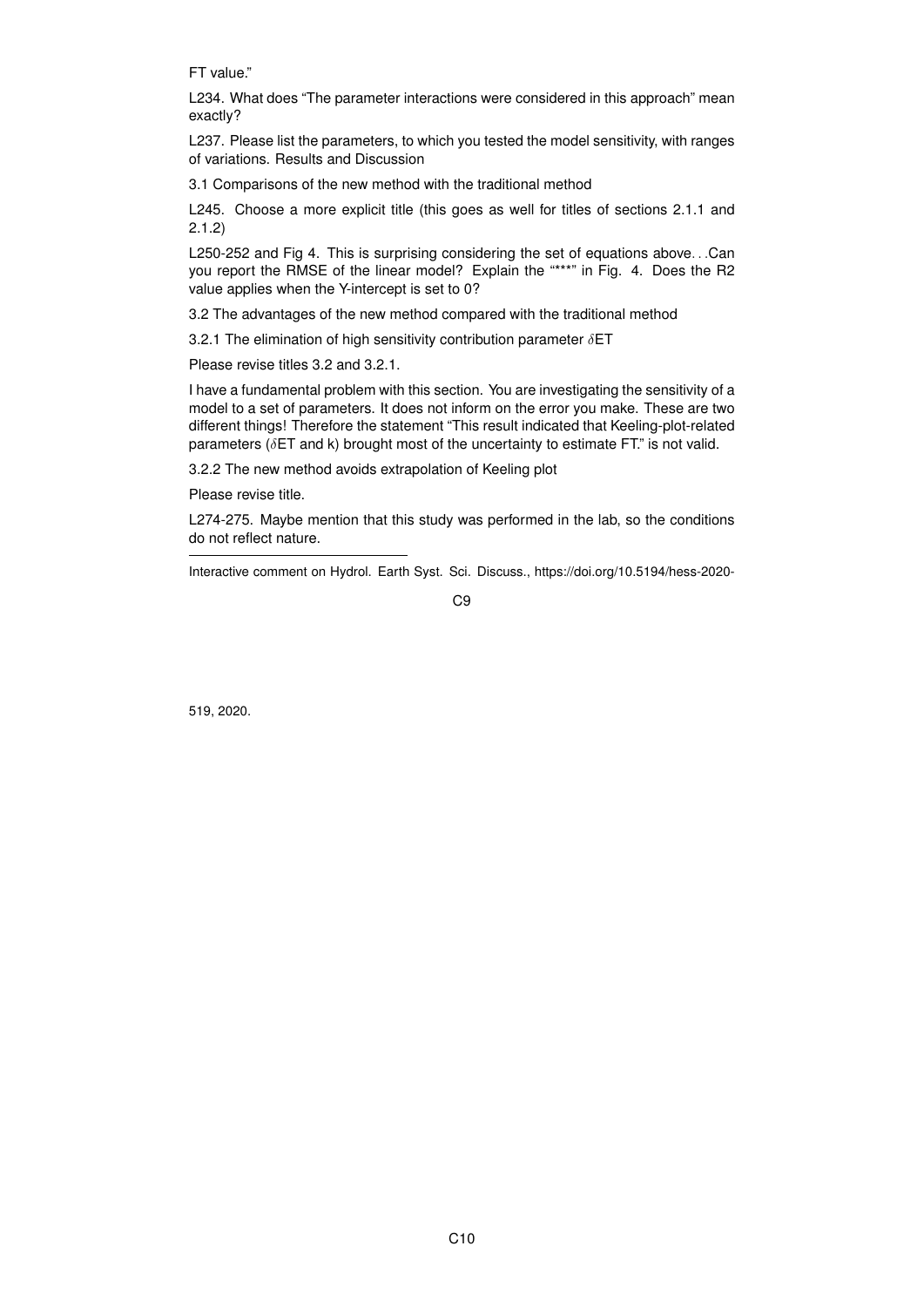FT value."

L234. What does "The parameter interactions were considered in this approach" mean exactly?

L237. Please list the parameters, to which you tested the model sensitivity, with ranges of variations. Results and Discussion

3.1 Comparisons of the new method with the traditional method

L245. Choose a more explicit title (this goes as well for titles of sections 2.1.1 and 2.1.2)

L250-252 and Fig 4. This is surprising considering the set of equations above. . .Can you report the RMSE of the linear model? Explain the "***" in Fig. 4. Does the R2 value applies when the Y-intercept is set to 0?

3.2 The advantages of the new method compared with the traditional method

3.2.1 The elimination of high sensitivity contribution parameter $\delta$ET

Please revise titles 3.2 and 3.2.1.

I have a fundamental problem with this section. You are investigating the sensitivity of a model to a set of parameters. It does not inform on the error you make. These are two different things! Therefore the statement "This result indicated that Keeling-plot-related parameters ($\delta$ET and k) brought most of the uncertainty to estimate FT." is not valid.

3.2.2 The new method avoids extrapolation of Keeling plot

Please revise title.

L274-275. Maybe mention that this study was performed in the lab, so the conditions do not reflect nature.

---

Interactive comment on Hydrol. Earth Syst. Sci. Discuss., https://doi.org/10.5194/hess-2020-519, 2020.